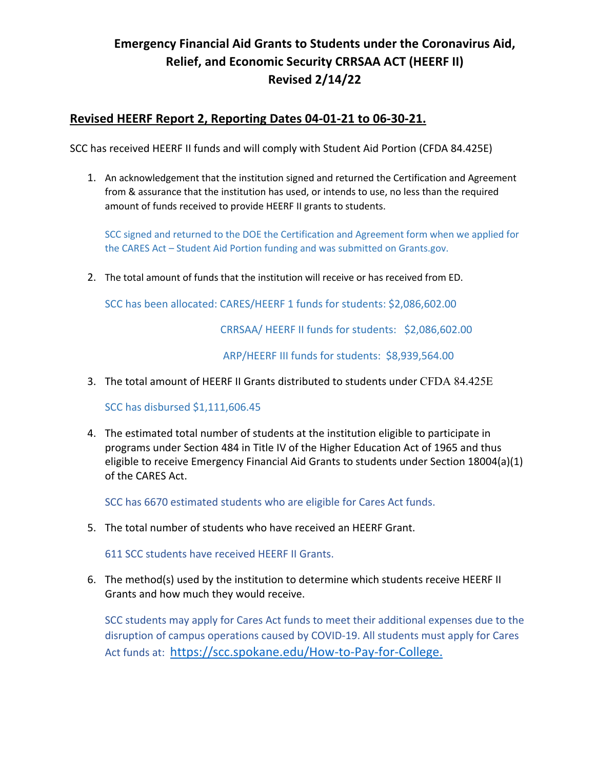# Emergency Financial Aid Grants to Students under the Coronavirus Aid, Relief, and Economic Security CRRSAA ACT (HEERF II) Revised 2/14/22

## Revised HEERF Report 2, Reporting Dates 04-01-21 to 06-30-21.

SCC has received HEERF II funds and will comply with Student Aid Portion (CFDA 84.425E)

1. An acknowledgement that the institution signed and returned the Certification and Agreement from & assurance that the institution has used, or intends to use, no less than the required amount of funds received to provide HEERF II grants to students.

   SCC signed and returned to the DOE the Certification and Agreement form when we applied for the CARES Act – Student Aid Portion funding and was submitted on Grants.gov.

2. The total amount of funds that the institution will receive or has received from ED.

   SCC has been allocated: CARES/HEERF 1 funds for students: $2,086,602.00

   CRRSAA/ HEERF II funds for students: $2,086,602.00

   ARP/HEERF III funds for students: $8,939,564.00

3. The total amount of HEERF II Grants distributed to students under CFDA 84.425E

   SCC has disbursed $1,111,606.45

4. The estimated total number of students at the institution eligible to participate in programs under Section 484 in Title IV of the Higher Education Act of 1965 and thus eligible to receive Emergency Financial Aid Grants to students under Section 18004(a)(1) of the CARES Act.

   SCC has 6670 estimated students who are eligible for Cares Act funds.

5. The total number of students who have received an HEERF Grant.

   611 SCC students have received HEERF II Grants.

6. The method(s) used by the institution to determine which students receive HEERF II Grants and how much they would receive.

   SCC students may apply for Cares Act funds to meet their additional expenses due to the disruption of campus operations caused by COVID-19. All students must apply for Cares Act funds at: https://scc.spokane.edu/How-to-Pay-for-College.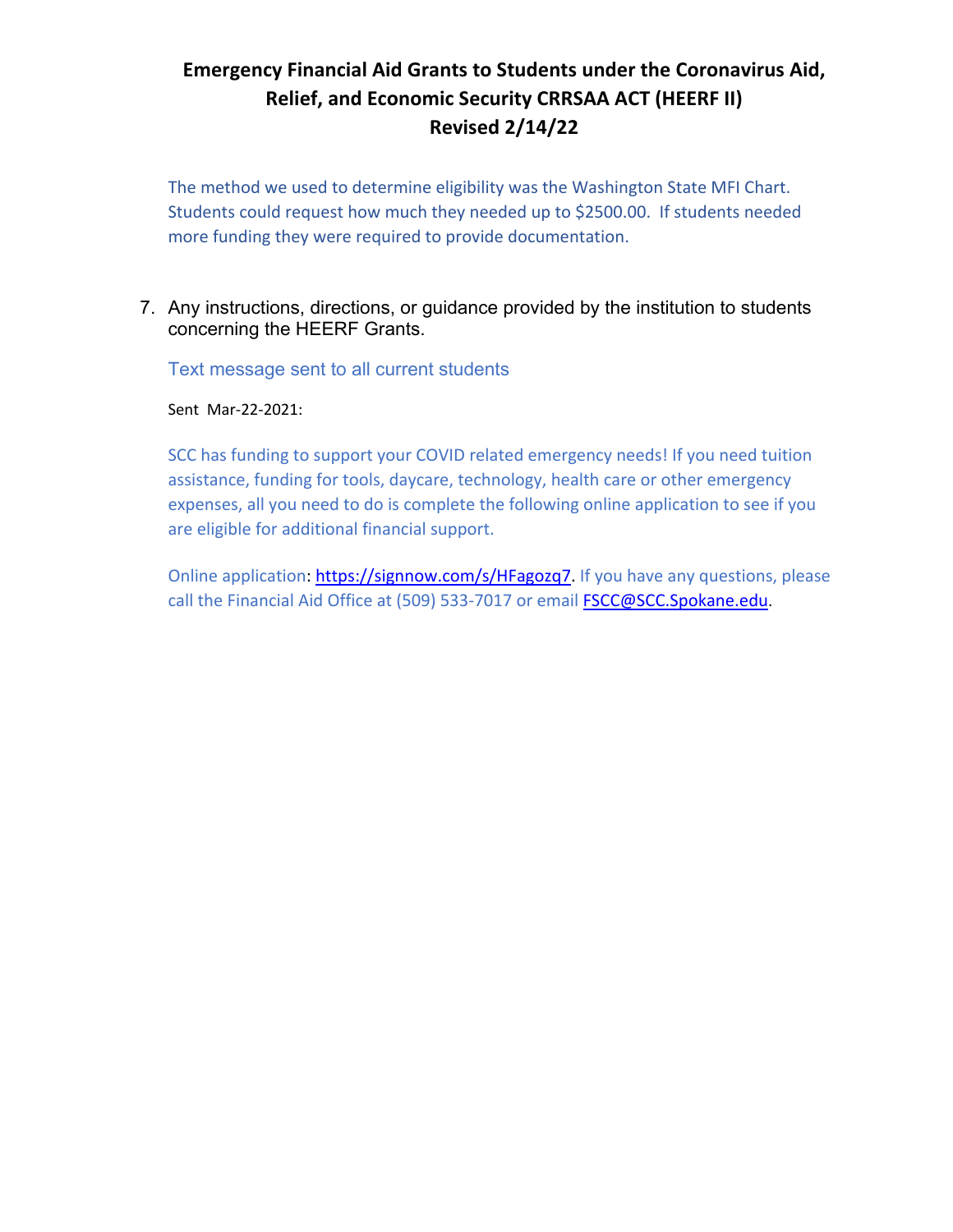# Emergency Financial Aid Grants to Students under the Coronavirus Aid, Relief, and Economic Security CRRSAA ACT (HEERF II) Revised 2/14/22

The method we used to determine eligibility was the Washington State MFI Chart. Students could request how much they needed up to $2500.00. If students needed more funding they were required to provide documentation.

7. Any instructions, directions, or guidance provided by the institution to students concerning the HEERF Grants.

Text message sent to all current students

Sent Mar-22-2021:

SCC has funding to support your COVID related emergency needs! If you need tuition assistance, funding for tools, daycare, technology, health care or other emergency expenses, all you need to do is complete the following online application to see if you are eligible for additional financial support.

Online application: https://signnow.com/s/HFagozq7. If you have any questions, please call the Financial Aid Office at (509) 533-7017 or email FSCC@SCC.Spokane.edu.